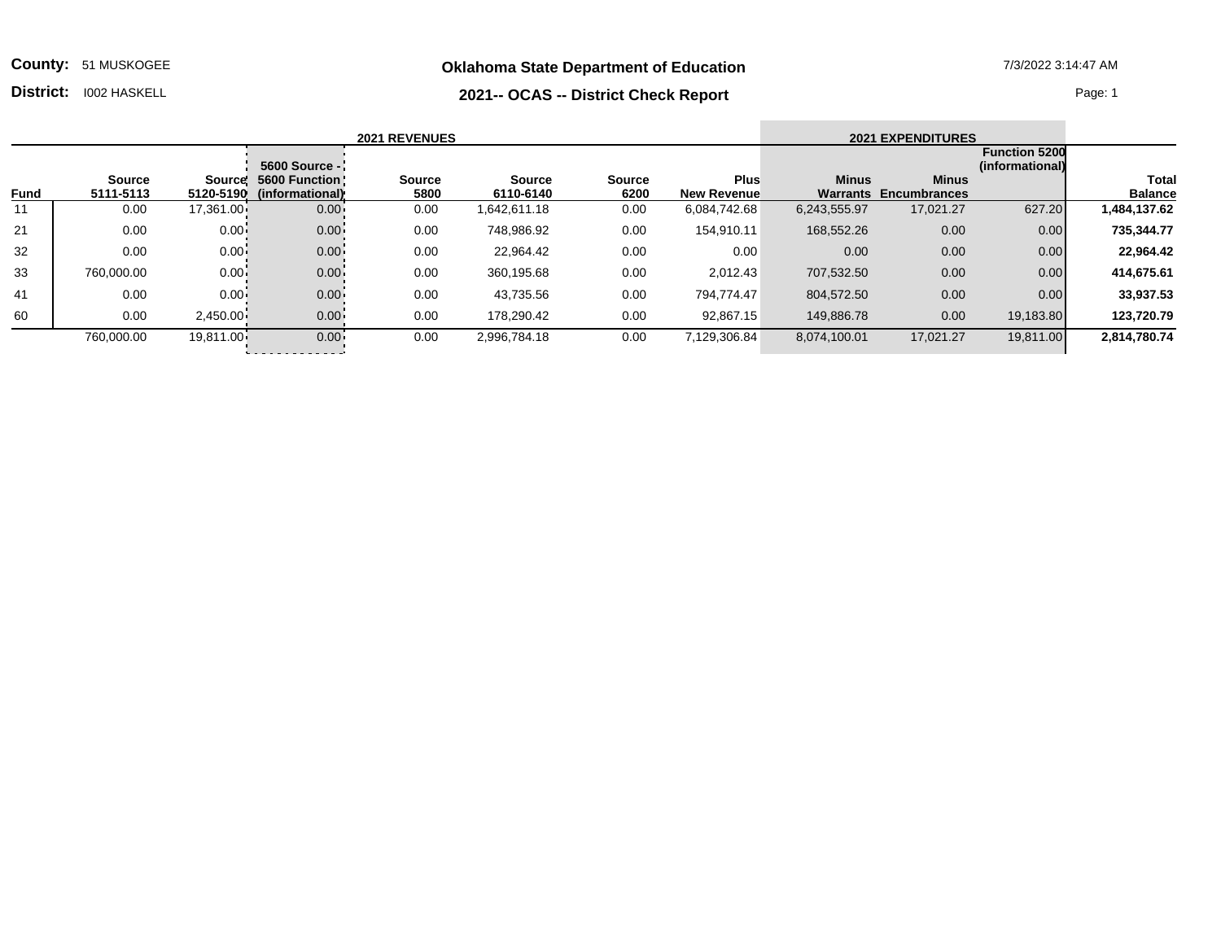**County:** 51 MUSKOGEE

**District:** I002 HASKELL

**Oklahoma State Department of Education**

**2021-- OCAS -- District Check Report**

7/3/2022 3:14:47 AM

| | 2021 REVENUES | | | | | | | 2021 EXPENDITURES | | | |
|---|---|---|---|---|---|---|---|---|---|---|---|
| **Fund** | **Source 5111-5113** | **Source 5120-5190** | **5600 Source - 5600 Function (informational)** | **Source 5800** | **Source 6110-6140** | **Source 6200** | **Plus New Revenue** | **Minus Warrants** | **Minus Encumbrances** | **Function 5200 (informational)** | **Total Balance** |
| 11 | 0.00 | 17,361.00 | 0.00 | 0.00 | 1,642,611.18 | 0.00 | 6,084,742.68 | 6,243,555.97 | 17,021.27 | 627.20 | **1,484,137.62** |
| 21 | 0.00 | 0.00 | 0.00 | 0.00 | 748,986.92 | 0.00 | 154,910.11 | 168,552.26 | 0.00 | 0.00 | **735,344.77** |
| 32 | 0.00 | 0.00 | 0.00 | 0.00 | 22,964.42 | 0.00 | 0.00 | 0.00 | 0.00 | 0.00 | **22,964.42** |
| 33 | 760,000.00 | 0.00 | 0.00 | 0.00 | 360,195.68 | 0.00 | 2,012.43 | 707,532.50 | 0.00 | 0.00 | **414,675.61** |
| 41 | 0.00 | 0.00 | 0.00 | 0.00 | 43,735.56 | 0.00 | 794,774.47 | 804,572.50 | 0.00 | 0.00 | **33,937.53** |
| 60 | 0.00 | 2,450.00 | 0.00 | 0.00 | 178,290.42 | 0.00 | 92,867.15 | 149,886.78 | 0.00 | 19,183.80 | **123,720.79** |
| | 760,000.00 | 19,811.00 | 0.00 | 0.00 | 2,996,784.18 | 0.00 | 7,129,306.84 | 8,074,100.01 | 17,021.27 | 19,811.00 | **2,814,780.74** |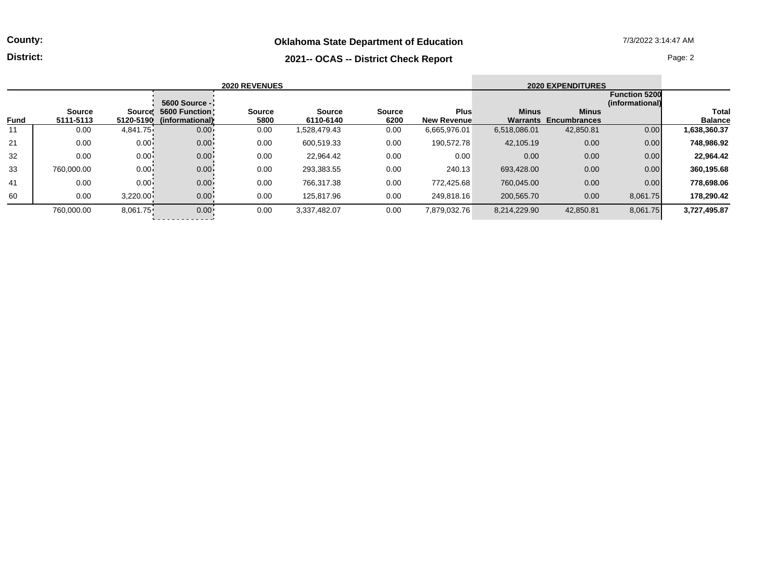**County:**

**District:**

**Oklahoma State Department of Education**

**2021-- OCAS -- District Check Report**

7/3/2022 3:14:47 AM

| | 2020 REVENUES | | | | | | | 2020 EXPENDITURES | | | |
|---|---|---|---|---|---|---|---|---|---|---|---|
| **Fund** | **Source 5111-5113** | **Source 5120-5190** | **5600 Source - 5600 Function (informational)** | **Source 5800** | **Source 6110-6140** | **Source 6200** | **Plus New Revenue** | **Minus Warrants** | **Minus Encumbrances** | **Function 5200 (informational)** | **Total Balance** |
| 11 | 0.00 | 4,841.75 | 0.00 | 0.00 | 1,528,479.43 | 0.00 | 6,665,976.01 | 6,518,086.01 | 42,850.81 | 0.00 | **1,638,360.37** |
| 21 | 0.00 | 0.00 | 0.00 | 0.00 | 600,519.33 | 0.00 | 190,572.78 | 42,105.19 | 0.00 | 0.00 | **748,986.92** |
| 32 | 0.00 | 0.00 | 0.00 | 0.00 | 22,964.42 | 0.00 | 0.00 | 0.00 | 0.00 | 0.00 | **22,964.42** |
| 33 | 760,000.00 | 0.00 | 0.00 | 0.00 | 293,383.55 | 0.00 | 240.13 | 693,428.00 | 0.00 | 0.00 | **360,195.68** |
| 41 | 0.00 | 0.00 | 0.00 | 0.00 | 766,317.38 | 0.00 | 772,425.68 | 760,045.00 | 0.00 | 0.00 | **778,698.06** |
| 60 | 0.00 | 3,220.00 | 0.00 | 0.00 | 125,817.96 | 0.00 | 249,818.16 | 200,565.70 | 0.00 | 8,061.75 | **178,290.42** |
| | 760,000.00 | 8,061.75 | 0.00 | 0.00 | 3,337,482.07 | 0.00 | 7,879,032.76 | 8,214,229.90 | 42,850.81 | 8,061.75 | **3,727,495.87** |